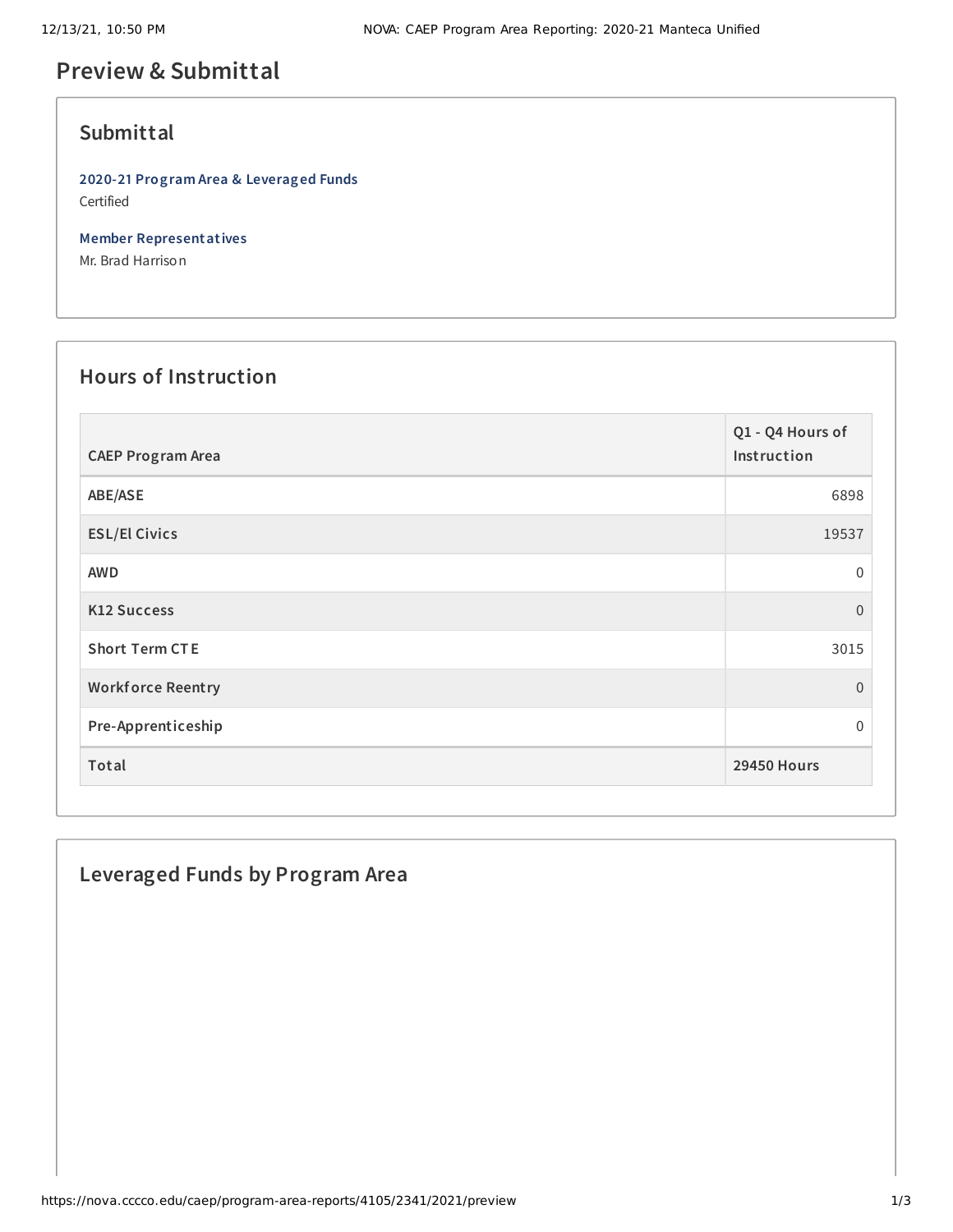# Preview & Submittal

## Submittal

**2020-21 Program Area & Leveraged Funds**
Certified

**Member Representatives**
Mr. Brad Harrison

## Hours of Instruction

| CAEP Program Area | Q1 - Q4 Hours of Instruction |
|---|---|
| ABE/ASE | 6898 |
| ESL/El Civics | 19537 |
| AWD | 0 |
| K12 Success | 0 |
| Short Term CTE | 3015 |
| Workforce Reentry | 0 |
| Pre-Apprenticeship | 0 |
| **Total** | **29450 Hours** |

## Leveraged Funds by Program Area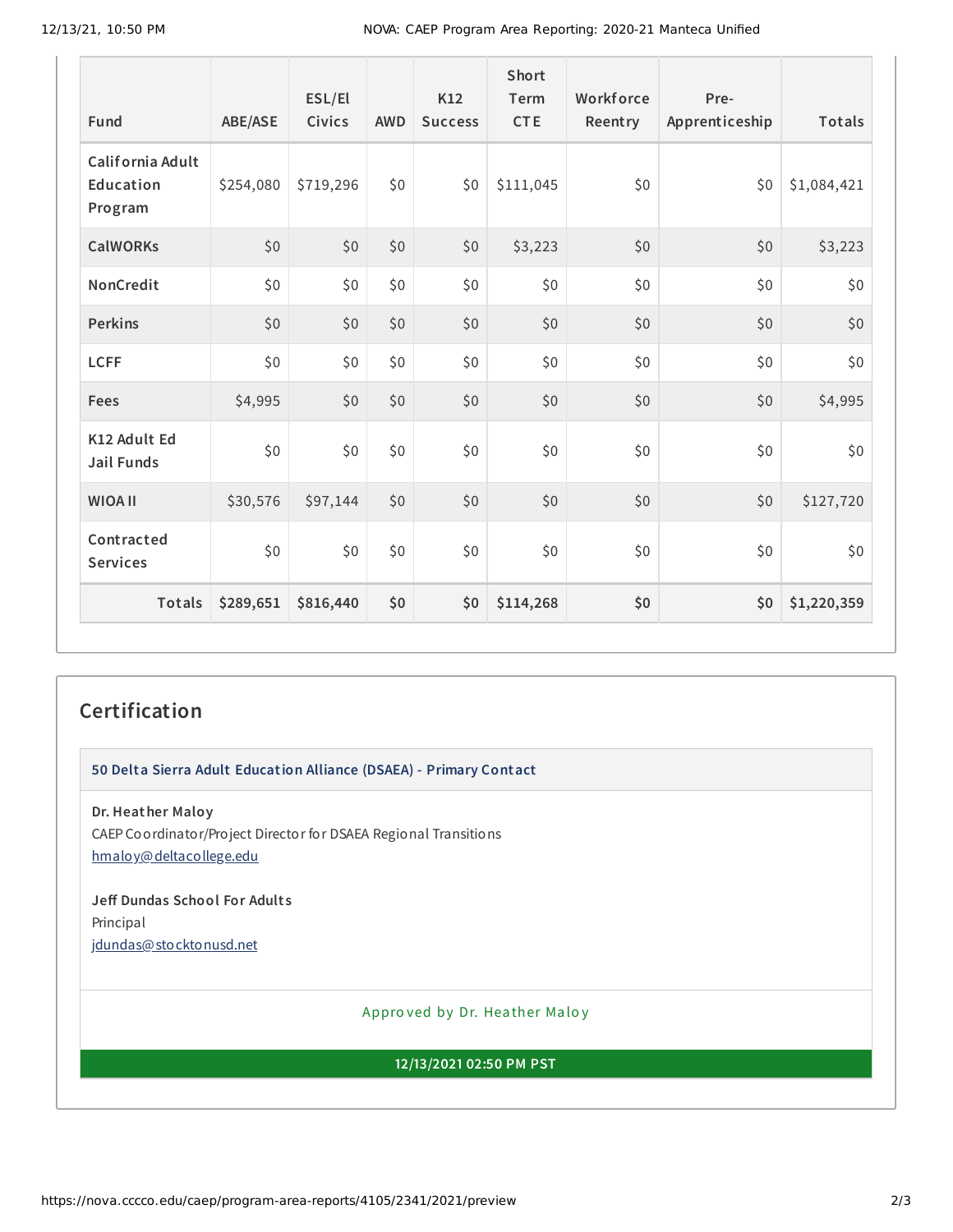| Fund | ABE/ASE | ESL/El Civics | AWD | K12 Success | Short Term CTE | Workforce Reentry | Pre-Apprenticeship | Totals |
|---|---|---|---|---|---|---|---|---|
| California Adult Education Program | $254,080 | $719,296 | $0 | $0 | $111,045 | $0 | $0 | $1,084,421 |
| CalWORKs | $0 | $0 | $0 | $0 | $3,223 | $0 | $0 | $3,223 |
| NonCredit | $0 | $0 | $0 | $0 | $0 | $0 | $0 | $0 |
| Perkins | $0 | $0 | $0 | $0 | $0 | $0 | $0 | $0 |
| LCFF | $0 | $0 | $0 | $0 | $0 | $0 | $0 | $0 |
| Fees | $4,995 | $0 | $0 | $0 | $0 | $0 | $0 | $4,995 |
| K12 Adult Ed Jail Funds | $0 | $0 | $0 | $0 | $0 | $0 | $0 | $0 |
| WIOA II | $30,576 | $97,144 | $0 | $0 | $0 | $0 | $0 | $127,720 |
| Contracted Services | $0 | $0 | $0 | $0 | $0 | $0 | $0 | $0 |
| **Totals** | **$289,651** | **$816,440** | **$0** | **$0** | **$114,268** | **$0** | **$0** | **$1,220,359** |

## Certification

**50 Delta Sierra Adult Education Alliance (DSAEA) - Primary Contact**

**Dr. Heather Maloy**
CAEP Coordinator/Project Director for DSAEA Regional Transitions
hmaloy@deltacollege.edu

**Jeff Dundas School For Adults**
Principal
jdundas@stocktonusd.net

Approved by Dr. Heather Maloy

**12/13/2021 02:50 PM PST**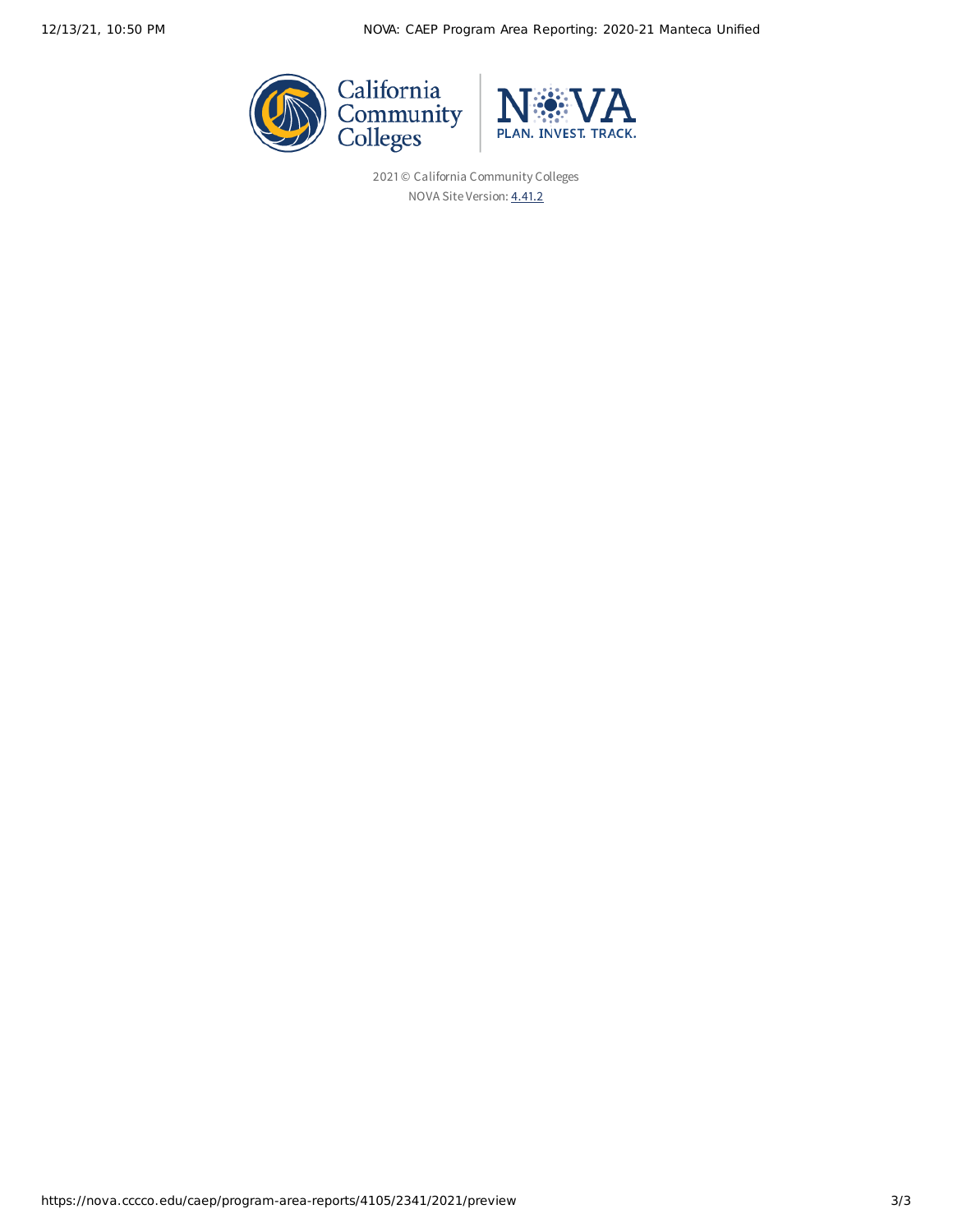2021 © California Community Colleges

NOVA Site Version: 4.41.2